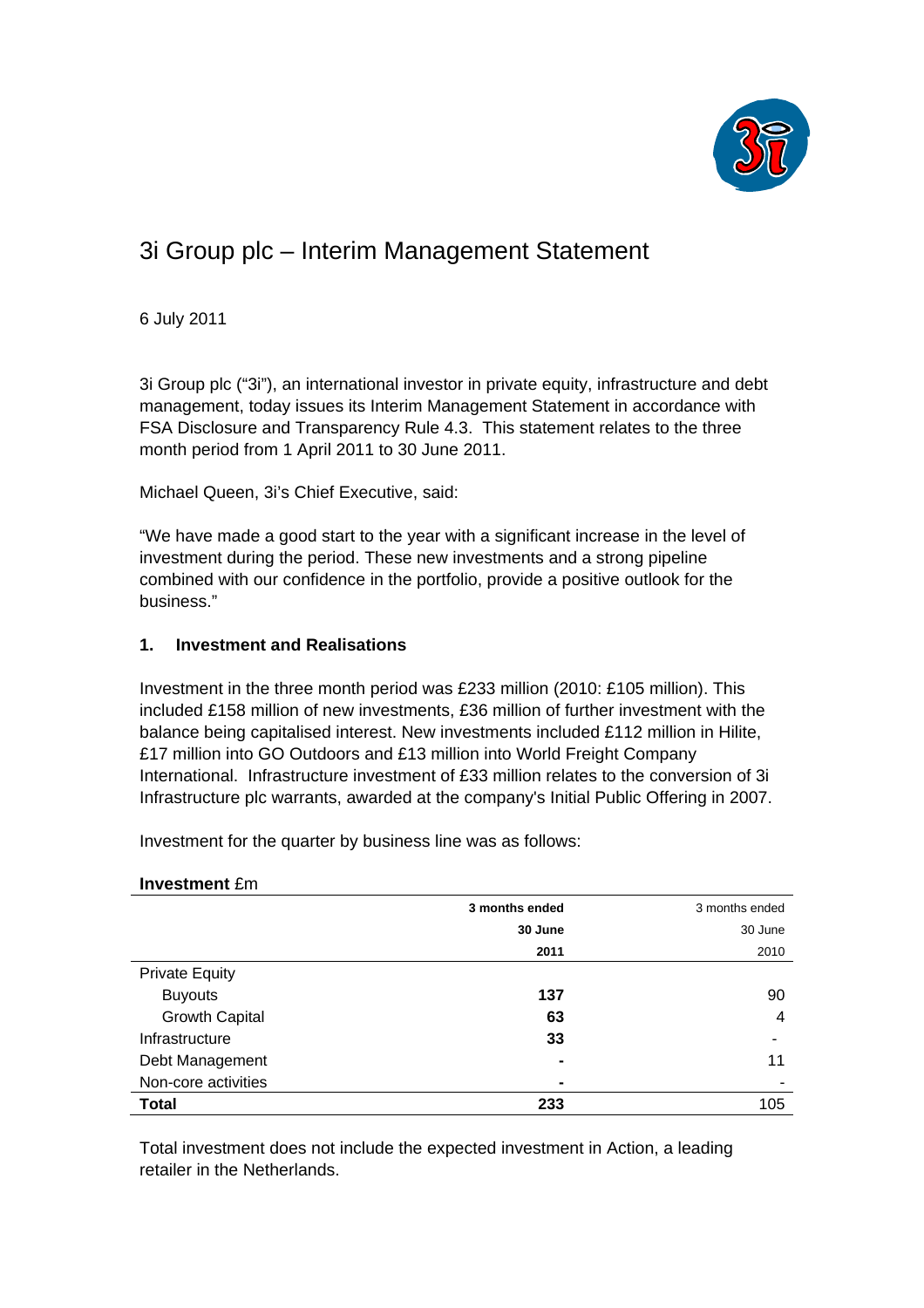# 3i Group plc – Interim Management Statement

6 July 2011

3i Group plc ("3i"), an international investor in private equity, infrastructure and debt management, today issues its Interim Management Statement in accordance with FSA Disclosure and Transparency Rule 4.3. This statement relates to the three month period from 1 April 2011 to 30 June 2011.

Michael Queen, 3i's Chief Executive, said:

"We have made a good start to the year with a significant increase in the level of investment during the period. These new investments and a strong pipeline combined with our confidence in the portfolio, provide a positive outlook for the business."

## 1. Investment and Realisations

Investment in the three month period was £233 million (2010: £105 million). This included £158 million of new investments, £36 million of further investment with the balance being capitalised interest. New investments included £112 million in Hilite, £17 million into GO Outdoors and £13 million into World Freight Company International. Infrastructure investment of £33 million relates to the conversion of 3i Infrastructure plc warrants, awarded at the company's Initial Public Offering in 2007.

Investment for the quarter by business line was as follows:

**Investment** £m

| | **3 months ended 30 June 2011** | 3 months ended 30 June 2010 |
|---|---|---|
| Private Equity | | |
| Buyouts | **137** | 90 |
| Growth Capital | **63** | 4 |
| Infrastructure | **33** | - |
| Debt Management | **-** | 11 |
| Non-core activities | **-** | - |
| **Total** | **233** | 105 |

Total investment does not include the expected investment in Action, a leading retailer in the Netherlands.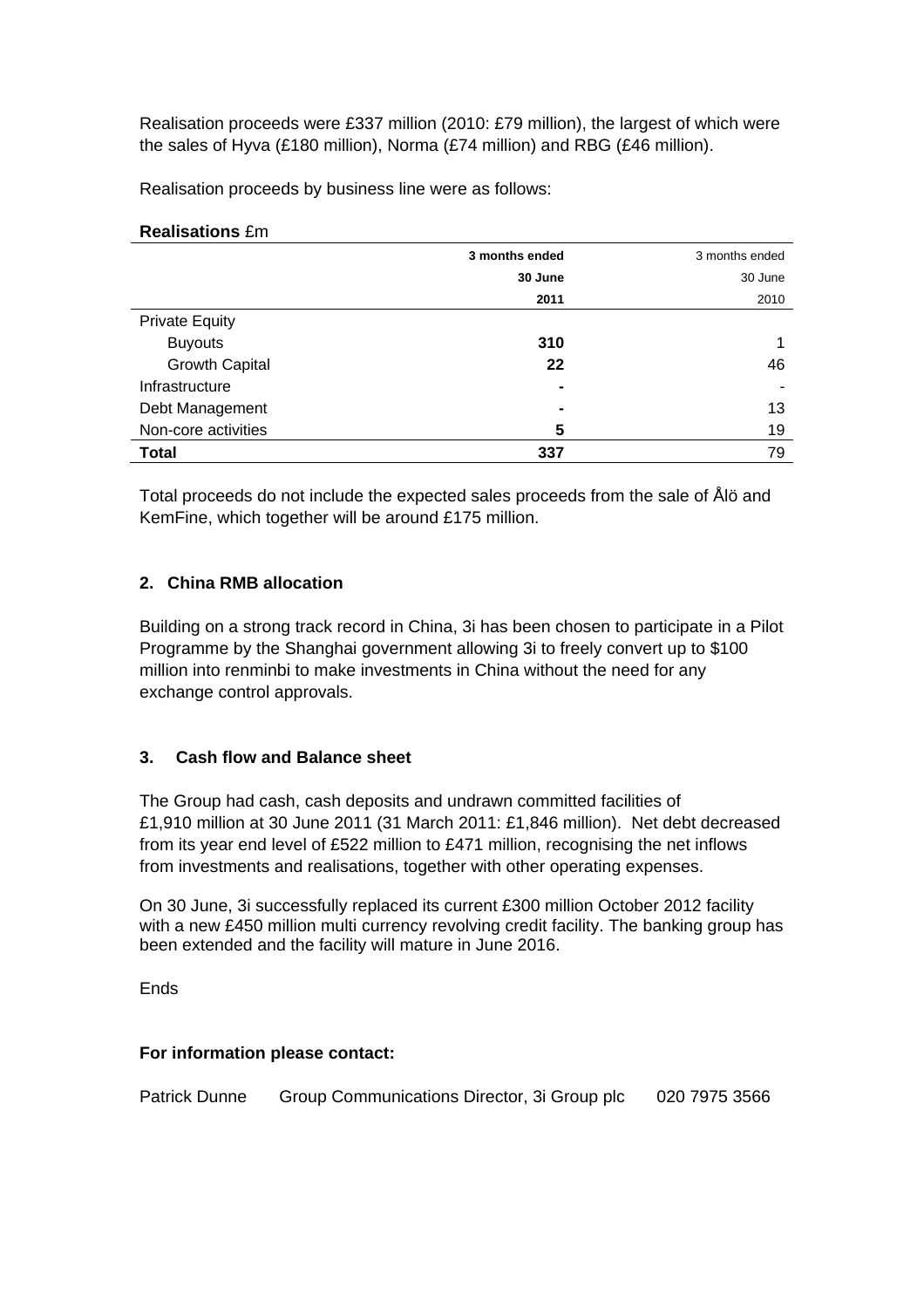Realisation proceeds were £337 million (2010: £79 million), the largest of which were the sales of Hyva (£180 million), Norma (£74 million) and RBG (£46 million).

Realisation proceeds by business line were as follows:

**Realisations** £m

| | **3 months ended 30 June 2011** | 3 months ended 30 June 2010 |
|---|---|---|
| Private Equity | | |
| Buyouts | **310** | 1 |
| Growth Capital | **22** | 46 |
| Infrastructure | **-** | - |
| Debt Management | **-** | 13 |
| Non-core activities | **5** | 19 |
| **Total** | **337** | 79 |

Total proceeds do not include the expected sales proceeds from the sale of Ålö and KemFine, which together will be around £175 million.

## 2. China RMB allocation

Building on a strong track record in China, 3i has been chosen to participate in a Pilot Programme by the Shanghai government allowing 3i to freely convert up to $100 million into renminbi to make investments in China without the need for any exchange control approvals.

## 3. Cash flow and Balance sheet

The Group had cash, cash deposits and undrawn committed facilities of £1,910 million at 30 June 2011 (31 March 2011: £1,846 million). Net debt decreased from its year end level of £522 million to £471 million, recognising the net inflows from investments and realisations, together with other operating expenses.

On 30 June, 3i successfully replaced its current £300 million October 2012 facility with a new £450 million multi currency revolving credit facility. The banking group has been extended and the facility will mature in June 2016.

Ends

**For information please contact:**

Patrick Dunne    Group Communications Director, 3i Group plc    020 7975 3566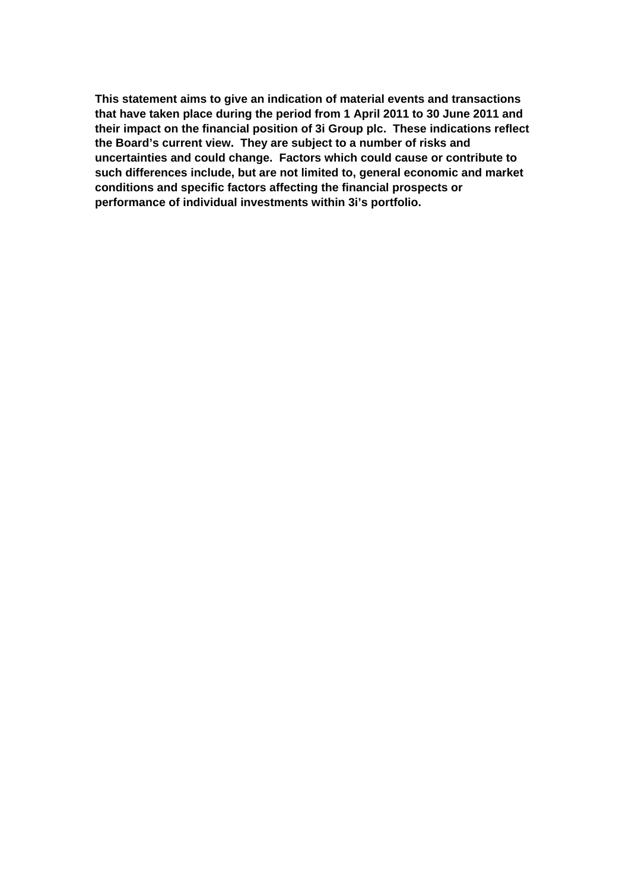**This statement aims to give an indication of material events and transactions that have taken place during the period from 1 April 2011 to 30 June 2011 and their impact on the financial position of 3i Group plc. These indications reflect the Board's current view. They are subject to a number of risks and uncertainties and could change. Factors which could cause or contribute to such differences include, but are not limited to, general economic and market conditions and specific factors affecting the financial prospects or performance of individual investments within 3i's portfolio.**